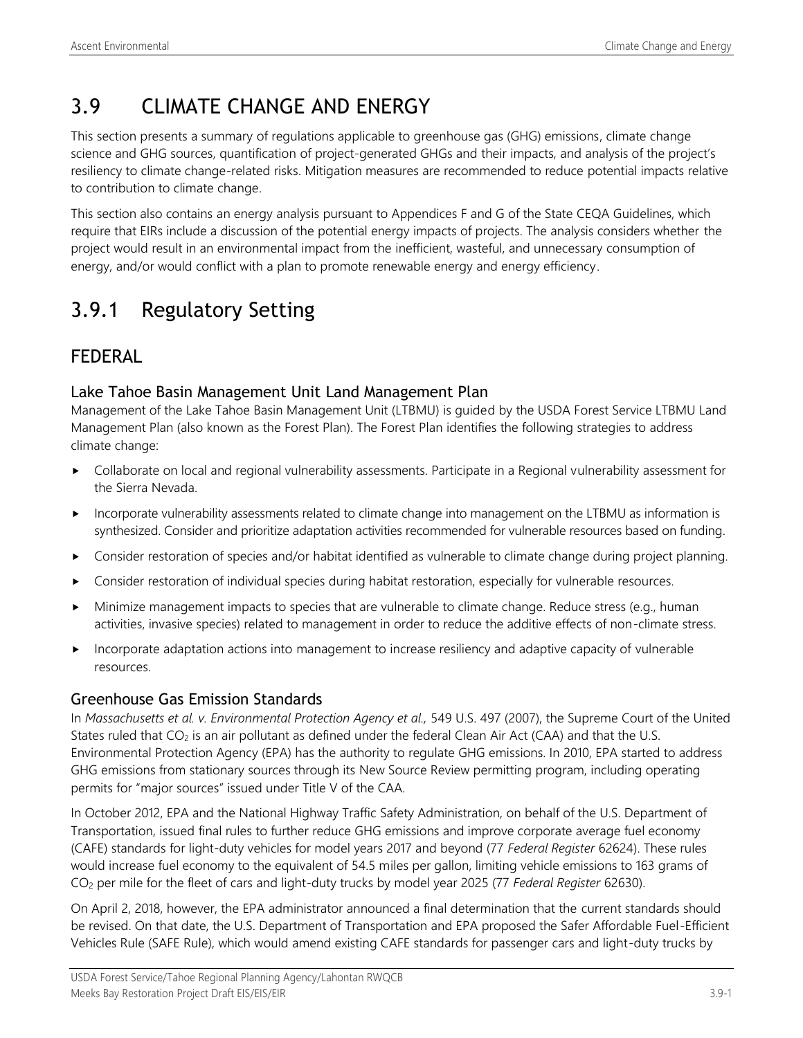# 3.9 CLIMATE CHANGE AND ENERGY

This section presents a summary of regulations applicable to greenhouse gas (GHG) emissions, climate change science and GHG sources, quantification of project-generated GHGs and their impacts, and analysis of the project's resiliency to climate change-related risks. Mitigation measures are recommended to reduce potential impacts relative to contribution to climate change.

This section also contains an energy analysis pursuant to Appendices F and G of the State CEQA Guidelines, which require that EIRs include a discussion of the potential energy impacts of projects. The analysis considers whether the project would result in an environmental impact from the inefficient, wasteful, and unnecessary consumption of energy, and/or would conflict with a plan to promote renewable energy and energy efficiency.

# 3.9.1 Regulatory Setting

## FEDERAL

### Lake Tahoe Basin Management Unit Land Management Plan

Management of the Lake Tahoe Basin Management Unit (LTBMU) is guided by the USDA Forest Service LTBMU Land Management Plan (also known as the Forest Plan). The Forest Plan identifies the following strategies to address climate change:

- Collaborate on local and regional vulnerability assessments. Participate in a Regional vulnerability assessment for the Sierra Nevada.
- Incorporate vulnerability assessments related to climate change into management on the LTBMU as information is synthesized. Consider and prioritize adaptation activities recommended for vulnerable resources based on funding.
- Consider restoration of species and/or habitat identified as vulnerable to climate change during project planning.
- Consider restoration of individual species during habitat restoration, especially for vulnerable resources.
- Minimize management impacts to species that are vulnerable to climate change. Reduce stress (e.g., human activities, invasive species) related to management in order to reduce the additive effects of non-climate stress.
- Incorporate adaptation actions into management to increase resiliency and adaptive capacity of vulnerable resources.

### Greenhouse Gas Emission Standards

In *Massachusetts et al. v. Environmental Protection Agency et al.,* 549 U.S. 497 (2007), the Supreme Court of the United States ruled that $CO_2$ is an air pollutant as defined under the federal Clean Air Act (CAA) and that the U.S. Environmental Protection Agency (EPA) has the authority to regulate GHG emissions. In 2010, EPA started to address GHG emissions from stationary sources through its New Source Review permitting program, including operating permits for "major sources" issued under Title V of the CAA.

In October 2012, EPA and the National Highway Traffic Safety Administration, on behalf of the U.S. Department of Transportation, issued final rules to further reduce GHG emissions and improve corporate average fuel economy (CAFE) standards for light-duty vehicles for model years 2017 and beyond (77 *Federal Register* 62624). These rules would increase fuel economy to the equivalent of 54.5 miles per gallon, limiting vehicle emissions to 163 grams of $CO_2$ per mile for the fleet of cars and light-duty trucks by model year 2025 (77 *Federal Register* 62630).

On April 2, 2018, however, the EPA administrator announced a final determination that the current standards should be revised. On that date, the U.S. Department of Transportation and EPA proposed the Safer Affordable Fuel-Efficient Vehicles Rule (SAFE Rule), which would amend existing CAFE standards for passenger cars and light-duty trucks by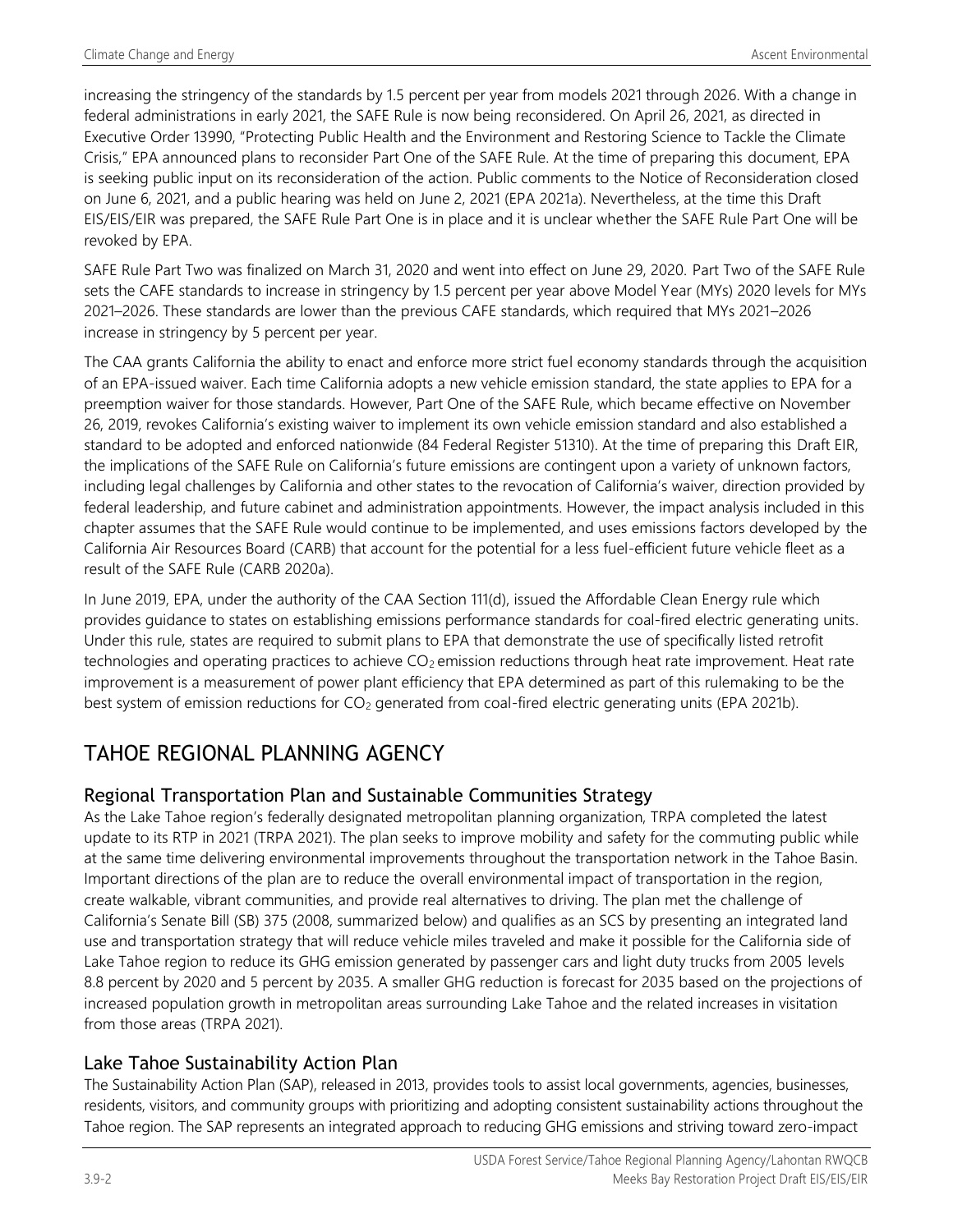increasing the stringency of the standards by 1.5 percent per year from models 2021 through 2026. With a change in federal administrations in early 2021, the SAFE Rule is now being reconsidered. On April 26, 2021, as directed in Executive Order 13990, "Protecting Public Health and the Environment and Restoring Science to Tackle the Climate Crisis," EPA announced plans to reconsider Part One of the SAFE Rule. At the time of preparing this document, EPA is seeking public input on its reconsideration of the action. Public comments to the Notice of Reconsideration closed on June 6, 2021, and a public hearing was held on June 2, 2021 (EPA 2021a). Nevertheless, at the time this Draft EIS/EIS/EIR was prepared, the SAFE Rule Part One is in place and it is unclear whether the SAFE Rule Part One will be revoked by EPA.

SAFE Rule Part Two was finalized on March 31, 2020 and went into effect on June 29, 2020. Part Two of the SAFE Rule sets the CAFE standards to increase in stringency by 1.5 percent per year above Model Year (MYs) 2020 levels for MYs 2021–2026. These standards are lower than the previous CAFE standards, which required that MYs 2021–2026 increase in stringency by 5 percent per year.

The CAA grants California the ability to enact and enforce more strict fuel economy standards through the acquisition of an EPA-issued waiver. Each time California adopts a new vehicle emission standard, the state applies to EPA for a preemption waiver for those standards. However, Part One of the SAFE Rule, which became effective on November 26, 2019, revokes California's existing waiver to implement its own vehicle emission standard and also established a standard to be adopted and enforced nationwide (84 Federal Register 51310). At the time of preparing this Draft EIR, the implications of the SAFE Rule on California's future emissions are contingent upon a variety of unknown factors, including legal challenges by California and other states to the revocation of California's waiver, direction provided by federal leadership, and future cabinet and administration appointments. However, the impact analysis included in this chapter assumes that the SAFE Rule would continue to be implemented, and uses emissions factors developed by the California Air Resources Board (CARB) that account for the potential for a less fuel-efficient future vehicle fleet as a result of the SAFE Rule (CARB 2020a).

In June 2019, EPA, under the authority of the CAA Section 111(d), issued the Affordable Clean Energy rule which provides guidance to states on establishing emissions performance standards for coal-fired electric generating units. Under this rule, states are required to submit plans to EPA that demonstrate the use of specifically listed retrofit technologies and operating practices to achieve $CO_2$ emission reductions through heat rate improvement. Heat rate improvement is a measurement of power plant efficiency that EPA determined as part of this rulemaking to be the best system of emission reductions for $CO_2$ generated from coal-fired electric generating units (EPA 2021b).

## TAHOE REGIONAL PLANNING AGENCY

### Regional Transportation Plan and Sustainable Communities Strategy

As the Lake Tahoe region's federally designated metropolitan planning organization, TRPA completed the latest update to its RTP in 2021 (TRPA 2021). The plan seeks to improve mobility and safety for the commuting public while at the same time delivering environmental improvements throughout the transportation network in the Tahoe Basin. Important directions of the plan are to reduce the overall environmental impact of transportation in the region, create walkable, vibrant communities, and provide real alternatives to driving. The plan met the challenge of California's Senate Bill (SB) 375 (2008, summarized below) and qualifies as an SCS by presenting an integrated land use and transportation strategy that will reduce vehicle miles traveled and make it possible for the California side of Lake Tahoe region to reduce its GHG emission generated by passenger cars and light duty trucks from 2005 levels 8.8 percent by 2020 and 5 percent by 2035. A smaller GHG reduction is forecast for 2035 based on the projections of increased population growth in metropolitan areas surrounding Lake Tahoe and the related increases in visitation from those areas (TRPA 2021).

### Lake Tahoe Sustainability Action Plan

The Sustainability Action Plan (SAP), released in 2013, provides tools to assist local governments, agencies, businesses, residents, visitors, and community groups with prioritizing and adopting consistent sustainability actions throughout the Tahoe region. The SAP represents an integrated approach to reducing GHG emissions and striving toward zero-impact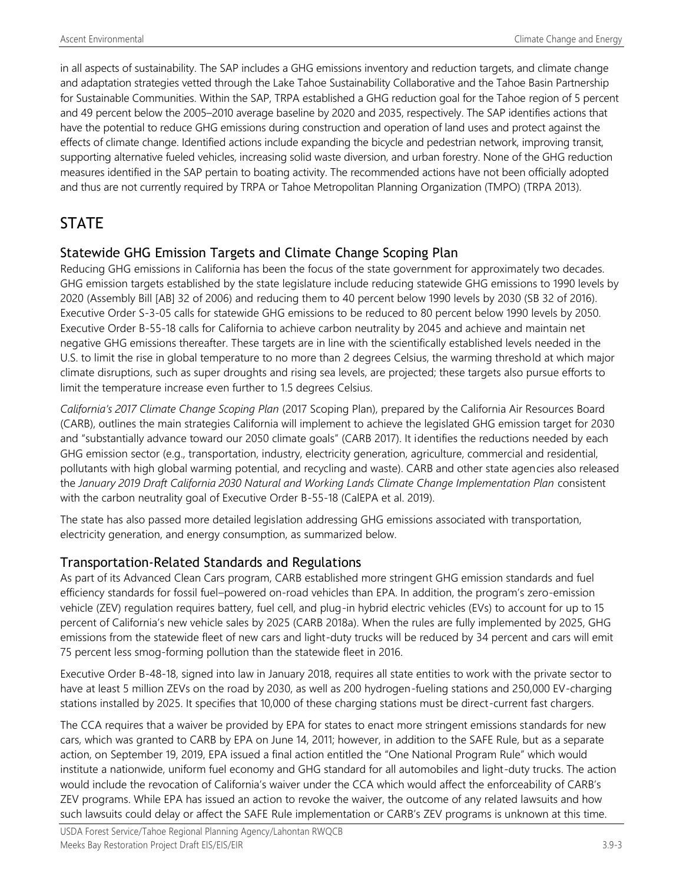in all aspects of sustainability. The SAP includes a GHG emissions inventory and reduction targets, and climate change and adaptation strategies vetted through the Lake Tahoe Sustainability Collaborative and the Tahoe Basin Partnership for Sustainable Communities. Within the SAP, TRPA established a GHG reduction goal for the Tahoe region of 5 percent and 49 percent below the 2005–2010 average baseline by 2020 and 2035, respectively. The SAP identifies actions that have the potential to reduce GHG emissions during construction and operation of land uses and protect against the effects of climate change. Identified actions include expanding the bicycle and pedestrian network, improving transit, supporting alternative fueled vehicles, increasing solid waste diversion, and urban forestry. None of the GHG reduction measures identified in the SAP pertain to boating activity. The recommended actions have not been officially adopted and thus are not currently required by TRPA or Tahoe Metropolitan Planning Organization (TMPO) (TRPA 2013).

# STATE

## Statewide GHG Emission Targets and Climate Change Scoping Plan

Reducing GHG emissions in California has been the focus of the state government for approximately two decades. GHG emission targets established by the state legislature include reducing statewide GHG emissions to 1990 levels by 2020 (Assembly Bill [AB] 32 of 2006) and reducing them to 40 percent below 1990 levels by 2030 (SB 32 of 2016). Executive Order S-3-05 calls for statewide GHG emissions to be reduced to 80 percent below 1990 levels by 2050. Executive Order B-55-18 calls for California to achieve carbon neutrality by 2045 and achieve and maintain net negative GHG emissions thereafter. These targets are in line with the scientifically established levels needed in the U.S. to limit the rise in global temperature to no more than 2 degrees Celsius, the warming threshold at which major climate disruptions, such as super droughts and rising sea levels, are projected; these targets also pursue efforts to limit the temperature increase even further to 1.5 degrees Celsius.

*California's 2017 Climate Change Scoping Plan* (2017 Scoping Plan), prepared by the California Air Resources Board (CARB), outlines the main strategies California will implement to achieve the legislated GHG emission target for 2030 and "substantially advance toward our 2050 climate goals" (CARB 2017). It identifies the reductions needed by each GHG emission sector (e.g., transportation, industry, electricity generation, agriculture, commercial and residential, pollutants with high global warming potential, and recycling and waste). CARB and other state agencies also released the *January 2019 Draft California 2030 Natural and Working Lands Climate Change Implementation Plan* consistent with the carbon neutrality goal of Executive Order B-55-18 (CalEPA et al. 2019).

The state has also passed more detailed legislation addressing GHG emissions associated with transportation, electricity generation, and energy consumption, as summarized below.

## Transportation-Related Standards and Regulations

As part of its Advanced Clean Cars program, CARB established more stringent GHG emission standards and fuel efficiency standards for fossil fuel–powered on-road vehicles than EPA. In addition, the program's zero-emission vehicle (ZEV) regulation requires battery, fuel cell, and plug-in hybrid electric vehicles (EVs) to account for up to 15 percent of California's new vehicle sales by 2025 (CARB 2018a). When the rules are fully implemented by 2025, GHG emissions from the statewide fleet of new cars and light-duty trucks will be reduced by 34 percent and cars will emit 75 percent less smog-forming pollution than the statewide fleet in 2016.

Executive Order B-48-18, signed into law in January 2018, requires all state entities to work with the private sector to have at least 5 million ZEVs on the road by 2030, as well as 200 hydrogen-fueling stations and 250,000 EV-charging stations installed by 2025. It specifies that 10,000 of these charging stations must be direct-current fast chargers.

The CCA requires that a waiver be provided by EPA for states to enact more stringent emissions standards for new cars, which was granted to CARB by EPA on June 14, 2011; however, in addition to the SAFE Rule, but as a separate action, on September 19, 2019, EPA issued a final action entitled the "One National Program Rule" which would institute a nationwide, uniform fuel economy and GHG standard for all automobiles and light-duty trucks. The action would include the revocation of California's waiver under the CCA which would affect the enforceability of CARB's ZEV programs. While EPA has issued an action to revoke the waiver, the outcome of any related lawsuits and how such lawsuits could delay or affect the SAFE Rule implementation or CARB's ZEV programs is unknown at this time.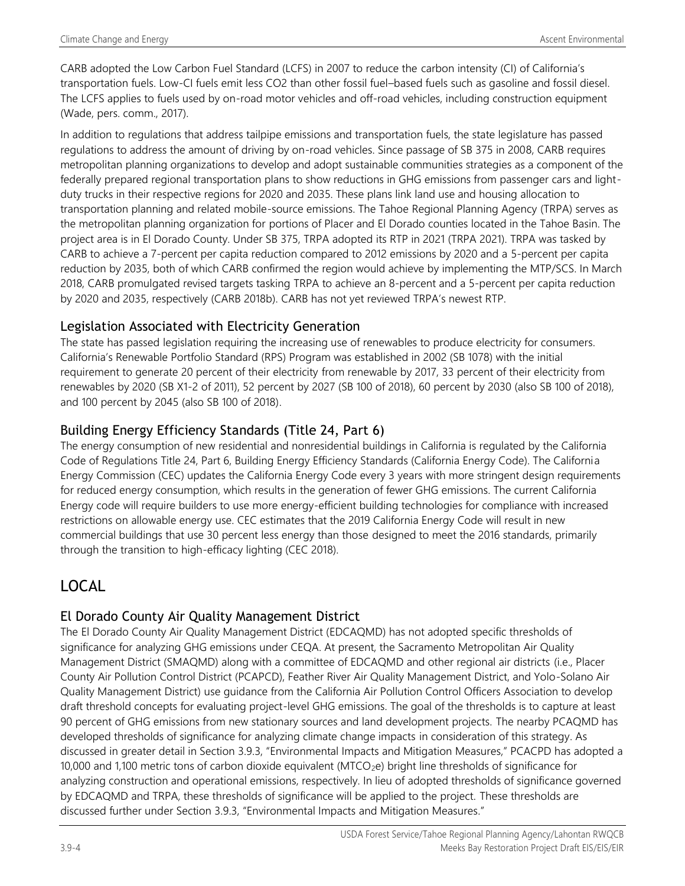CARB adopted the Low Carbon Fuel Standard (LCFS) in 2007 to reduce the carbon intensity (CI) of California's transportation fuels. Low-CI fuels emit less CO2 than other fossil fuel–based fuels such as gasoline and fossil diesel. The LCFS applies to fuels used by on-road motor vehicles and off-road vehicles, including construction equipment (Wade, pers. comm., 2017).

In addition to regulations that address tailpipe emissions and transportation fuels, the state legislature has passed regulations to address the amount of driving by on-road vehicles. Since passage of SB 375 in 2008, CARB requires metropolitan planning organizations to develop and adopt sustainable communities strategies as a component of the federally prepared regional transportation plans to show reductions in GHG emissions from passenger cars and light-duty trucks in their respective regions for 2020 and 2035. These plans link land use and housing allocation to transportation planning and related mobile-source emissions. The Tahoe Regional Planning Agency (TRPA) serves as the metropolitan planning organization for portions of Placer and El Dorado counties located in the Tahoe Basin. The project area is in El Dorado County. Under SB 375, TRPA adopted its RTP in 2021 (TRPA 2021). TRPA was tasked by CARB to achieve a 7-percent per capita reduction compared to 2012 emissions by 2020 and a 5-percent per capita reduction by 2035, both of which CARB confirmed the region would achieve by implementing the MTP/SCS. In March 2018, CARB promulgated revised targets tasking TRPA to achieve an 8-percent and a 5-percent per capita reduction by 2020 and 2035, respectively (CARB 2018b). CARB has not yet reviewed TRPA's newest RTP.

### Legislation Associated with Electricity Generation

The state has passed legislation requiring the increasing use of renewables to produce electricity for consumers. California's Renewable Portfolio Standard (RPS) Program was established in 2002 (SB 1078) with the initial requirement to generate 20 percent of their electricity from renewable by 2017, 33 percent of their electricity from renewables by 2020 (SB X1-2 of 2011), 52 percent by 2027 (SB 100 of 2018), 60 percent by 2030 (also SB 100 of 2018), and 100 percent by 2045 (also SB 100 of 2018).

### Building Energy Efficiency Standards (Title 24, Part 6)

The energy consumption of new residential and nonresidential buildings in California is regulated by the California Code of Regulations Title 24, Part 6, Building Energy Efficiency Standards (California Energy Code). The California Energy Commission (CEC) updates the California Energy Code every 3 years with more stringent design requirements for reduced energy consumption, which results in the generation of fewer GHG emissions. The current California Energy code will require builders to use more energy-efficient building technologies for compliance with increased restrictions on allowable energy use. CEC estimates that the 2019 California Energy Code will result in new commercial buildings that use 30 percent less energy than those designed to meet the 2016 standards, primarily through the transition to high-efficacy lighting (CEC 2018).

## LOCAL

### El Dorado County Air Quality Management District

The El Dorado County Air Quality Management District (EDCAQMD) has not adopted specific thresholds of significance for analyzing GHG emissions under CEQA. At present, the Sacramento Metropolitan Air Quality Management District (SMAQMD) along with a committee of EDCAQMD and other regional air districts (i.e., Placer County Air Pollution Control District (PCAPCD), Feather River Air Quality Management District, and Yolo-Solano Air Quality Management District) use guidance from the California Air Pollution Control Officers Association to develop draft threshold concepts for evaluating project-level GHG emissions. The goal of the thresholds is to capture at least 90 percent of GHG emissions from new stationary sources and land development projects. The nearby PCAQMD has developed thresholds of significance for analyzing climate change impacts in consideration of this strategy. As discussed in greater detail in Section 3.9.3, "Environmental Impacts and Mitigation Measures," PCACPD has adopted a 10,000 and 1,100 metric tons of carbon dioxide equivalent ($MTCO_2e$) bright line thresholds of significance for analyzing construction and operational emissions, respectively. In lieu of adopted thresholds of significance governed by EDCAQMD and TRPA, these thresholds of significance will be applied to the project. These thresholds are discussed further under Section 3.9.3, "Environmental Impacts and Mitigation Measures."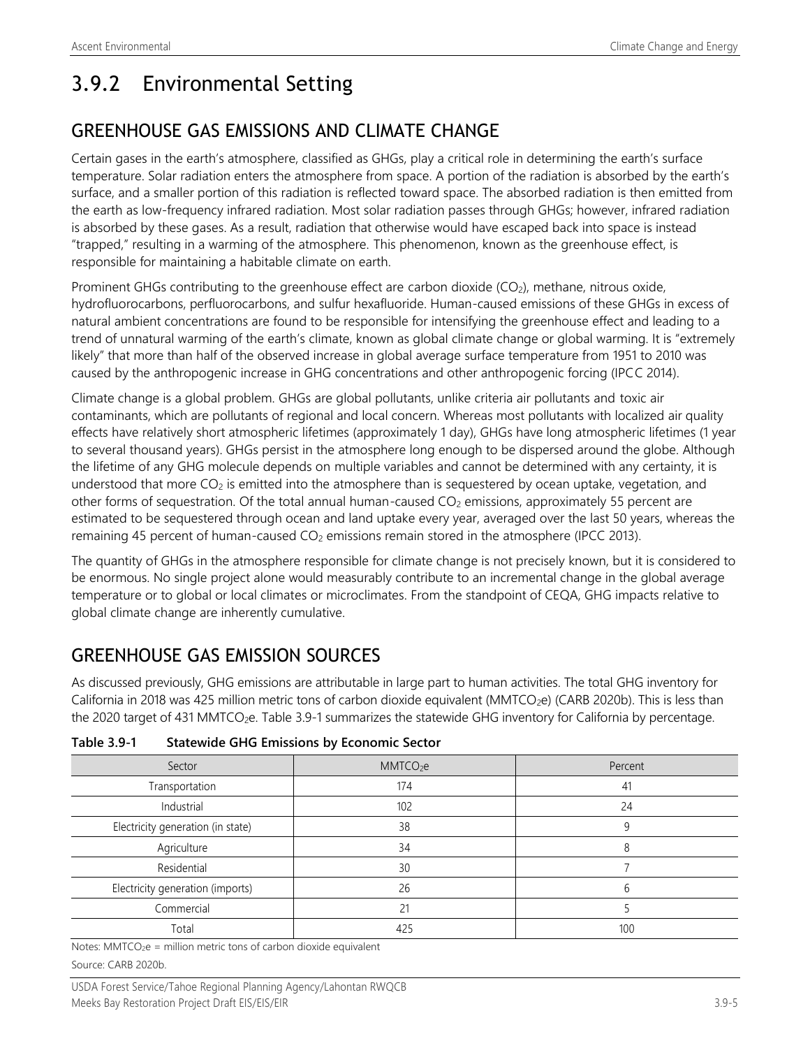# 3.9.2 Environmental Setting

## GREENHOUSE GAS EMISSIONS AND CLIMATE CHANGE

Certain gases in the earth's atmosphere, classified as GHGs, play a critical role in determining the earth's surface temperature. Solar radiation enters the atmosphere from space. A portion of the radiation is absorbed by the earth's surface, and a smaller portion of this radiation is reflected toward space. The absorbed radiation is then emitted from the earth as low-frequency infrared radiation. Most solar radiation passes through GHGs; however, infrared radiation is absorbed by these gases. As a result, radiation that otherwise would have escaped back into space is instead "trapped," resulting in a warming of the atmosphere. This phenomenon, known as the greenhouse effect, is responsible for maintaining a habitable climate on earth.

Prominent GHGs contributing to the greenhouse effect are carbon dioxide ($CO_2$), methane, nitrous oxide, hydrofluorocarbons, perfluorocarbons, and sulfur hexafluoride. Human-caused emissions of these GHGs in excess of natural ambient concentrations are found to be responsible for intensifying the greenhouse effect and leading to a trend of unnatural warming of the earth's climate, known as global climate change or global warming. It is "extremely likely" that more than half of the observed increase in global average surface temperature from 1951 to 2010 was caused by the anthropogenic increase in GHG concentrations and other anthropogenic forcing (IPCC 2014).

Climate change is a global problem. GHGs are global pollutants, unlike criteria air pollutants and toxic air contaminants, which are pollutants of regional and local concern. Whereas most pollutants with localized air quality effects have relatively short atmospheric lifetimes (approximately 1 day), GHGs have long atmospheric lifetimes (1 year to several thousand years). GHGs persist in the atmosphere long enough to be dispersed around the globe. Although the lifetime of any GHG molecule depends on multiple variables and cannot be determined with any certainty, it is understood that more $CO_2$ is emitted into the atmosphere than is sequestered by ocean uptake, vegetation, and other forms of sequestration. Of the total annual human-caused $CO_2$ emissions, approximately 55 percent are estimated to be sequestered through ocean and land uptake every year, averaged over the last 50 years, whereas the remaining 45 percent of human-caused $CO_2$ emissions remain stored in the atmosphere (IPCC 2013).

The quantity of GHGs in the atmosphere responsible for climate change is not precisely known, but it is considered to be enormous. No single project alone would measurably contribute to an incremental change in the global average temperature or to global or local climates or microclimates. From the standpoint of CEQA, GHG impacts relative to global climate change are inherently cumulative.

## GREENHOUSE GAS EMISSION SOURCES

As discussed previously, GHG emissions are attributable in large part to human activities. The total GHG inventory for California in 2018 was 425 million metric tons of carbon dioxide equivalent ($MMTCO_2e$) (CARB 2020b). This is less than the 2020 target of 431 $MMTCO_2e$. Table 3.9-1 summarizes the statewide GHG inventory for California by percentage.

**Table 3.9-1 Statewide GHG Emissions by Economic Sector**

| Sector | $MMTCO_2e$ | Percent |
|---|---|---|
| Transportation | 174 | 41 |
| Industrial | 102 | 24 |
| Electricity generation (in state) | 38 | 9 |
| Agriculture | 34 | 8 |
| Residential | 30 | 7 |
| Electricity generation (imports) | 26 | 6 |
| Commercial | 21 | 5 |
| Total | 425 | 100 |

Notes: $MMTCO_2e$ = million metric tons of carbon dioxide equivalent

Source: CARB 2020b.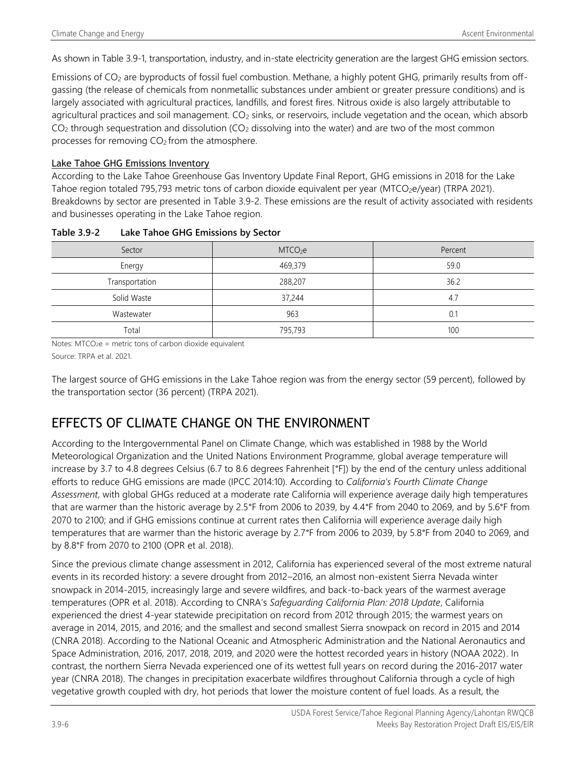As shown in Table 3.9-1, transportation, industry, and in-state electricity generation are the largest GHG emission sectors.

Emissions of $CO_2$ are byproducts of fossil fuel combustion. Methane, a highly potent GHG, primarily results from off-gassing (the release of chemicals from nonmetallic substances under ambient or greater pressure conditions) and is largely associated with agricultural practices, landfills, and forest fires. Nitrous oxide is also largely attributable to agricultural practices and soil management. $CO_2$ sinks, or reservoirs, include vegetation and the ocean, which absorb $CO_2$ through sequestration and dissolution ($CO_2$ dissolving into the water) and are two of the most common processes for removing $CO_2$ from the atmosphere.

### Lake Tahoe GHG Emissions Inventory

According to the Lake Tahoe Greenhouse Gas Inventory Update Final Report, GHG emissions in 2018 for the Lake Tahoe region totaled 795,793 metric tons of carbon dioxide equivalent per year ($MTCO_2e$/year) (TRPA 2021). Breakdowns by sector are presented in Table 3.9-2. These emissions are the result of activity associated with residents and businesses operating in the Lake Tahoe region.

**Table 3.9-2 Lake Tahoe GHG Emissions by Sector**

| Sector | $MTCO_2e$ | Percent |
|---|---|---|
| Energy | 469,379 | 59.0 |
| Transportation | 288,207 | 36.2 |
| Solid Waste | 37,244 | 4.7 |
| Wastewater | 963 | 0.1 |
| Total | 795,793 | 100 |

Notes: $MTCO_2e$ = metric tons of carbon dioxide equivalent

Source: TRPA et al. 2021.

The largest source of GHG emissions in the Lake Tahoe region was from the energy sector (59 percent), followed by the transportation sector (36 percent) (TRPA 2021).

## EFFECTS OF CLIMATE CHANGE ON THE ENVIRONMENT

According to the Intergovernmental Panel on Climate Change, which was established in 1988 by the World Meteorological Organization and the United Nations Environment Programme, global average temperature will increase by 3.7 to 4.8 degrees Celsius (6.7 to 8.6 degrees Fahrenheit [°F]) by the end of the century unless additional efforts to reduce GHG emissions are made (IPCC 2014:10). According to *California's Fourth Climate Change Assessment*, with global GHGs reduced at a moderate rate California will experience average daily high temperatures that are warmer than the historic average by 2.5°F from 2006 to 2039, by 4.4°F from 2040 to 2069, and by 5.6°F from 2070 to 2100; and if GHG emissions continue at current rates then California will experience average daily high temperatures that are warmer than the historic average by 2.7°F from 2006 to 2039, by 5.8°F from 2040 to 2069, and by 8.8°F from 2070 to 2100 (OPR et al. 2018).

Since the previous climate change assessment in 2012, California has experienced several of the most extreme natural events in its recorded history: a severe drought from 2012–2016, an almost non-existent Sierra Nevada winter snowpack in 2014-2015, increasingly large and severe wildfires, and back-to-back years of the warmest average temperatures (OPR et al. 2018). According to CNRA's *Safeguarding California Plan: 2018 Update*, California experienced the driest 4-year statewide precipitation on record from 2012 through 2015; the warmest years on average in 2014, 2015, and 2016; and the smallest and second smallest Sierra snowpack on record in 2015 and 2014 (CNRA 2018). According to the National Oceanic and Atmospheric Administration and the National Aeronautics and Space Administration, 2016, 2017, 2018, 2019, and 2020 were the hottest recorded years in history (NOAA 2022). In contrast, the northern Sierra Nevada experienced one of its wettest full years on record during the 2016-2017 water year (CNRA 2018). The changes in precipitation exacerbate wildfires throughout California through a cycle of high vegetative growth coupled with dry, hot periods that lower the moisture content of fuel loads. As a result, the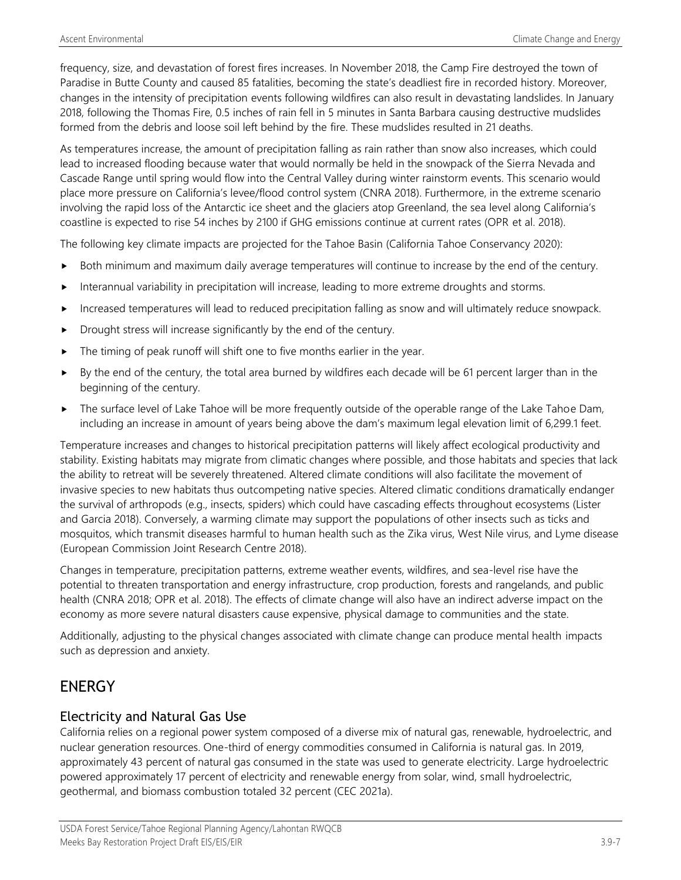frequency, size, and devastation of forest fires increases. In November 2018, the Camp Fire destroyed the town of Paradise in Butte County and caused 85 fatalities, becoming the state's deadliest fire in recorded history. Moreover, changes in the intensity of precipitation events following wildfires can also result in devastating landslides. In January 2018, following the Thomas Fire, 0.5 inches of rain fell in 5 minutes in Santa Barbara causing destructive mudslides formed from the debris and loose soil left behind by the fire. These mudslides resulted in 21 deaths.

As temperatures increase, the amount of precipitation falling as rain rather than snow also increases, which could lead to increased flooding because water that would normally be held in the snowpack of the Sierra Nevada and Cascade Range until spring would flow into the Central Valley during winter rainstorm events. This scenario would place more pressure on California's levee/flood control system (CNRA 2018). Furthermore, in the extreme scenario involving the rapid loss of the Antarctic ice sheet and the glaciers atop Greenland, the sea level along California's coastline is expected to rise 54 inches by 2100 if GHG emissions continue at current rates (OPR et al. 2018).

The following key climate impacts are projected for the Tahoe Basin (California Tahoe Conservancy 2020):

- Both minimum and maximum daily average temperatures will continue to increase by the end of the century.
- Interannual variability in precipitation will increase, leading to more extreme droughts and storms.
- Increased temperatures will lead to reduced precipitation falling as snow and will ultimately reduce snowpack.
- Drought stress will increase significantly by the end of the century.
- The timing of peak runoff will shift one to five months earlier in the year.
- By the end of the century, the total area burned by wildfires each decade will be 61 percent larger than in the beginning of the century.
- The surface level of Lake Tahoe will be more frequently outside of the operable range of the Lake Tahoe Dam, including an increase in amount of years being above the dam's maximum legal elevation limit of 6,299.1 feet.

Temperature increases and changes to historical precipitation patterns will likely affect ecological productivity and stability. Existing habitats may migrate from climatic changes where possible, and those habitats and species that lack the ability to retreat will be severely threatened. Altered climate conditions will also facilitate the movement of invasive species to new habitats thus outcompeting native species. Altered climatic conditions dramatically endanger the survival of arthropods (e.g., insects, spiders) which could have cascading effects throughout ecosystems (Lister and Garcia 2018). Conversely, a warming climate may support the populations of other insects such as ticks and mosquitos, which transmit diseases harmful to human health such as the Zika virus, West Nile virus, and Lyme disease (European Commission Joint Research Centre 2018).

Changes in temperature, precipitation patterns, extreme weather events, wildfires, and sea-level rise have the potential to threaten transportation and energy infrastructure, crop production, forests and rangelands, and public health (CNRA 2018; OPR et al. 2018). The effects of climate change will also have an indirect adverse impact on the economy as more severe natural disasters cause expensive, physical damage to communities and the state.

Additionally, adjusting to the physical changes associated with climate change can produce mental health impacts such as depression and anxiety.

# ENERGY

## Electricity and Natural Gas Use

California relies on a regional power system composed of a diverse mix of natural gas, renewable, hydroelectric, and nuclear generation resources. One-third of energy commodities consumed in California is natural gas. In 2019, approximately 43 percent of natural gas consumed in the state was used to generate electricity. Large hydroelectric powered approximately 17 percent of electricity and renewable energy from solar, wind, small hydroelectric, geothermal, and biomass combustion totaled 32 percent (CEC 2021a).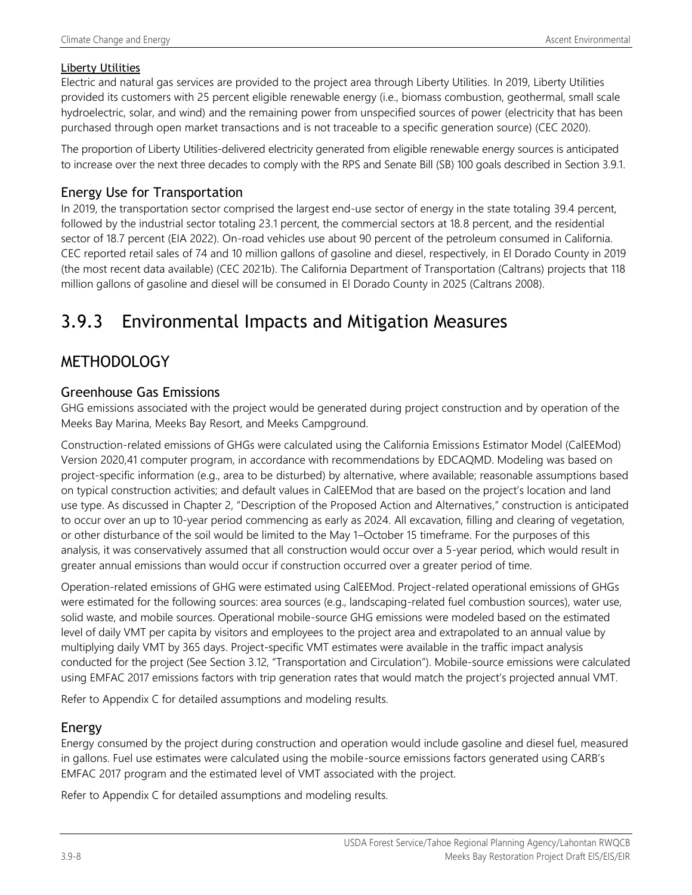#### Liberty Utilities

Electric and natural gas services are provided to the project area through Liberty Utilities. In 2019, Liberty Utilities provided its customers with 25 percent eligible renewable energy (i.e., biomass combustion, geothermal, small scale hydroelectric, solar, and wind) and the remaining power from unspecified sources of power (electricity that has been purchased through open market transactions and is not traceable to a specific generation source) (CEC 2020).

The proportion of Liberty Utilities-delivered electricity generated from eligible renewable energy sources is anticipated to increase over the next three decades to comply with the RPS and Senate Bill (SB) 100 goals described in Section 3.9.1.

### Energy Use for Transportation

In 2019, the transportation sector comprised the largest end-use sector of energy in the state totaling 39.4 percent, followed by the industrial sector totaling 23.1 percent, the commercial sectors at 18.8 percent, and the residential sector of 18.7 percent (EIA 2022). On-road vehicles use about 90 percent of the petroleum consumed in California. CEC reported retail sales of 74 and 10 million gallons of gasoline and diesel, respectively, in El Dorado County in 2019 (the most recent data available) (CEC 2021b). The California Department of Transportation (Caltrans) projects that 118 million gallons of gasoline and diesel will be consumed in El Dorado County in 2025 (Caltrans 2008).

# 3.9.3 Environmental Impacts and Mitigation Measures

## METHODOLOGY

### Greenhouse Gas Emissions

GHG emissions associated with the project would be generated during project construction and by operation of the Meeks Bay Marina, Meeks Bay Resort, and Meeks Campground.

Construction-related emissions of GHGs were calculated using the California Emissions Estimator Model (CalEEMod) Version 2020,41 computer program, in accordance with recommendations by EDCAQMD. Modeling was based on project-specific information (e.g., area to be disturbed) by alternative, where available; reasonable assumptions based on typical construction activities; and default values in CalEEMod that are based on the project's location and land use type. As discussed in Chapter 2, "Description of the Proposed Action and Alternatives," construction is anticipated to occur over an up to 10-year period commencing as early as 2024. All excavation, filling and clearing of vegetation, or other disturbance of the soil would be limited to the May 1–October 15 timeframe. For the purposes of this analysis, it was conservatively assumed that all construction would occur over a 5-year period, which would result in greater annual emissions than would occur if construction occurred over a greater period of time.

Operation-related emissions of GHG were estimated using CalEEMod. Project-related operational emissions of GHGs were estimated for the following sources: area sources (e.g., landscaping-related fuel combustion sources), water use, solid waste, and mobile sources. Operational mobile-source GHG emissions were modeled based on the estimated level of daily VMT per capita by visitors and employees to the project area and extrapolated to an annual value by multiplying daily VMT by 365 days. Project-specific VMT estimates were available in the traffic impact analysis conducted for the project (See Section 3.12, "Transportation and Circulation"). Mobile-source emissions were calculated using EMFAC 2017 emissions factors with trip generation rates that would match the project's projected annual VMT.

Refer to Appendix C for detailed assumptions and modeling results.

### Energy

Energy consumed by the project during construction and operation would include gasoline and diesel fuel, measured in gallons. Fuel use estimates were calculated using the mobile-source emissions factors generated using CARB's EMFAC 2017 program and the estimated level of VMT associated with the project.

Refer to Appendix C for detailed assumptions and modeling results.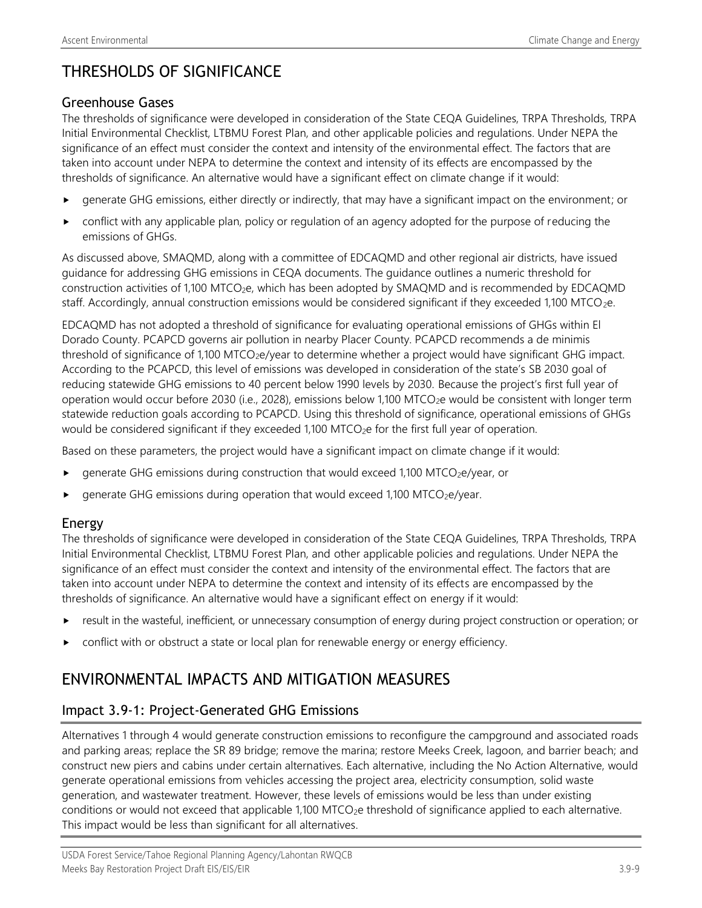# THRESHOLDS OF SIGNIFICANCE

## Greenhouse Gases

The thresholds of significance were developed in consideration of the State CEQA Guidelines, TRPA Thresholds, TRPA Initial Environmental Checklist, LTBMU Forest Plan, and other applicable policies and regulations. Under NEPA the significance of an effect must consider the context and intensity of the environmental effect. The factors that are taken into account under NEPA to determine the context and intensity of its effects are encompassed by the thresholds of significance. An alternative would have a significant effect on climate change if it would:

- generate GHG emissions, either directly or indirectly, that may have a significant impact on the environment; or
- conflict with any applicable plan, policy or regulation of an agency adopted for the purpose of reducing the emissions of GHGs.

As discussed above, SMAQMD, along with a committee of EDCAQMD and other regional air districts, have issued guidance for addressing GHG emissions in CEQA documents. The guidance outlines a numeric threshold for construction activities of 1,100 $MTCO_2e$, which has been adopted by SMAQMD and is recommended by EDCAQMD staff. Accordingly, annual construction emissions would be considered significant if they exceeded 1,100 $MTCO_2e$.

EDCAQMD has not adopted a threshold of significance for evaluating operational emissions of GHGs within El Dorado County. PCAPCD governs air pollution in nearby Placer County. PCAPCD recommends a de minimis threshold of significance of 1,100 $MTCO_2e$/year to determine whether a project would have significant GHG impact. According to the PCAPCD, this level of emissions was developed in consideration of the state's SB 2030 goal of reducing statewide GHG emissions to 40 percent below 1990 levels by 2030. Because the project's first full year of operation would occur before 2030 (i.e., 2028), emissions below 1,100 $MTCO_2e$ would be consistent with longer term statewide reduction goals according to PCAPCD. Using this threshold of significance, operational emissions of GHGs would be considered significant if they exceeded 1,100 $MTCO_2e$ for the first full year of operation.

Based on these parameters, the project would have a significant impact on climate change if it would:

- generate GHG emissions during construction that would exceed 1,100 $MTCO_2e$/year, or
- generate GHG emissions during operation that would exceed 1,100 $MTCO_2e$/year.

## Energy

The thresholds of significance were developed in consideration of the State CEQA Guidelines, TRPA Thresholds, TRPA Initial Environmental Checklist, LTBMU Forest Plan, and other applicable policies and regulations. Under NEPA the significance of an effect must consider the context and intensity of the environmental effect. The factors that are taken into account under NEPA to determine the context and intensity of its effects are encompassed by the thresholds of significance. An alternative would have a significant effect on energy if it would:

- result in the wasteful, inefficient, or unnecessary consumption of energy during project construction or operation; or
- conflict with or obstruct a state or local plan for renewable energy or energy efficiency.

# ENVIRONMENTAL IMPACTS AND MITIGATION MEASURES

## Impact 3.9-1: Project-Generated GHG Emissions

Alternatives 1 through 4 would generate construction emissions to reconfigure the campground and associated roads and parking areas; replace the SR 89 bridge; remove the marina; restore Meeks Creek, lagoon, and barrier beach; and construct new piers and cabins under certain alternatives. Each alternative, including the No Action Alternative, would generate operational emissions from vehicles accessing the project area, electricity consumption, solid waste generation, and wastewater treatment. However, these levels of emissions would be less than under existing conditions or would not exceed that applicable 1,100 $MTCO_2e$ threshold of significance applied to each alternative. This impact would be less than significant for all alternatives.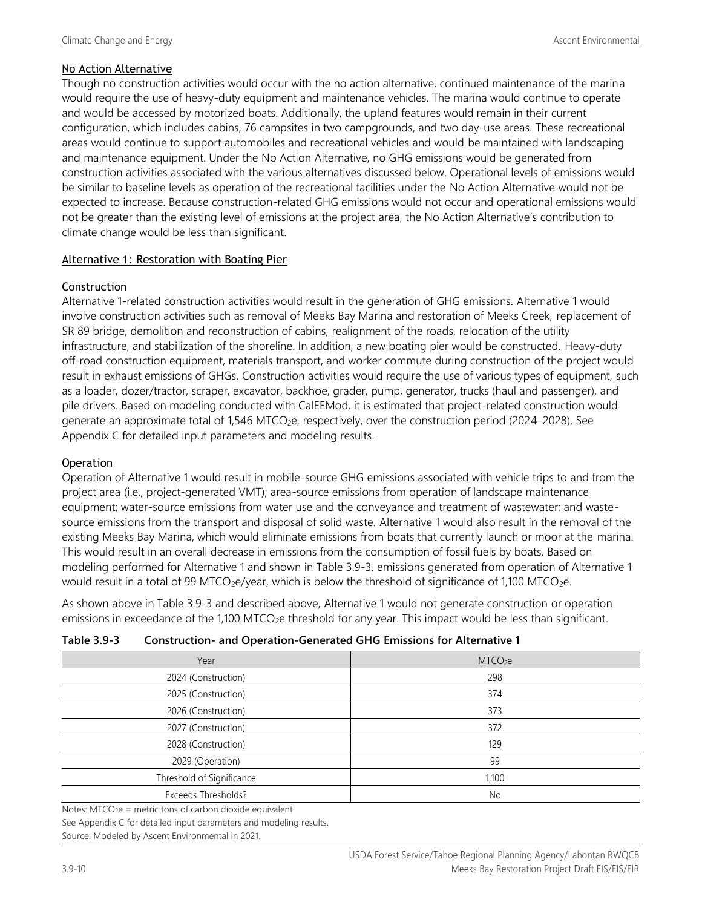### No Action Alternative

Though no construction activities would occur with the no action alternative, continued maintenance of the marina would require the use of heavy-duty equipment and maintenance vehicles. The marina would continue to operate and would be accessed by motorized boats. Additionally, the upland features would remain in their current configuration, which includes cabins, 76 campsites in two campgrounds, and two day-use areas. These recreational areas would continue to support automobiles and recreational vehicles and would be maintained with landscaping and maintenance equipment. Under the No Action Alternative, no GHG emissions would be generated from construction activities associated with the various alternatives discussed below. Operational levels of emissions would be similar to baseline levels as operation of the recreational facilities under the No Action Alternative would not be expected to increase. Because construction-related GHG emissions would not occur and operational emissions would not be greater than the existing level of emissions at the project area, the No Action Alternative's contribution to climate change would be less than significant.

### Alternative 1: Restoration with Boating Pier

#### Construction

Alternative 1-related construction activities would result in the generation of GHG emissions. Alternative 1 would involve construction activities such as removal of Meeks Bay Marina and restoration of Meeks Creek, replacement of SR 89 bridge, demolition and reconstruction of cabins, realignment of the roads, relocation of the utility infrastructure, and stabilization of the shoreline. In addition, a new boating pier would be constructed. Heavy-duty off-road construction equipment, materials transport, and worker commute during construction of the project would result in exhaust emissions of GHGs. Construction activities would require the use of various types of equipment, such as a loader, dozer/tractor, scraper, excavator, backhoe, grader, pump, generator, trucks (haul and passenger), and pile drivers. Based on modeling conducted with CalEEMod, it is estimated that project-related construction would generate an approximate total of 1,546 $MTCO_2e$, respectively, over the construction period (2024–2028). See Appendix C for detailed input parameters and modeling results.

#### Operation

Operation of Alternative 1 would result in mobile-source GHG emissions associated with vehicle trips to and from the project area (i.e., project-generated VMT); area-source emissions from operation of landscape maintenance equipment; water-source emissions from water use and the conveyance and treatment of wastewater; and waste-source emissions from the transport and disposal of solid waste. Alternative 1 would also result in the removal of the existing Meeks Bay Marina, which would eliminate emissions from boats that currently launch or moor at the marina. This would result in an overall decrease in emissions from the consumption of fossil fuels by boats. Based on modeling performed for Alternative 1 and shown in Table 3.9-3, emissions generated from operation of Alternative 1 would result in a total of 99 $MTCO_2e$/year, which is below the threshold of significance of 1,100 $MTCO_2e$.

As shown above in Table 3.9-3 and described above, Alternative 1 would not generate construction or operation emissions in exceedance of the 1,100 $MTCO_2e$ threshold for any year. This impact would be less than significant.

**Table 3.9-3 Construction- and Operation-Generated GHG Emissions for Alternative 1**

| Year | $MTCO_2e$ |
|---|---|
| 2024 (Construction) | 298 |
| 2025 (Construction) | 374 |
| 2026 (Construction) | 373 |
| 2027 (Construction) | 372 |
| 2028 (Construction) | 129 |
| 2029 (Operation) | 99 |
| Threshold of Significance | 1,100 |
| Exceeds Thresholds? | No |

Notes: $MTCO_2e$ = metric tons of carbon dioxide equivalent

See Appendix C for detailed input parameters and modeling results.

Source: Modeled by Ascent Environmental in 2021.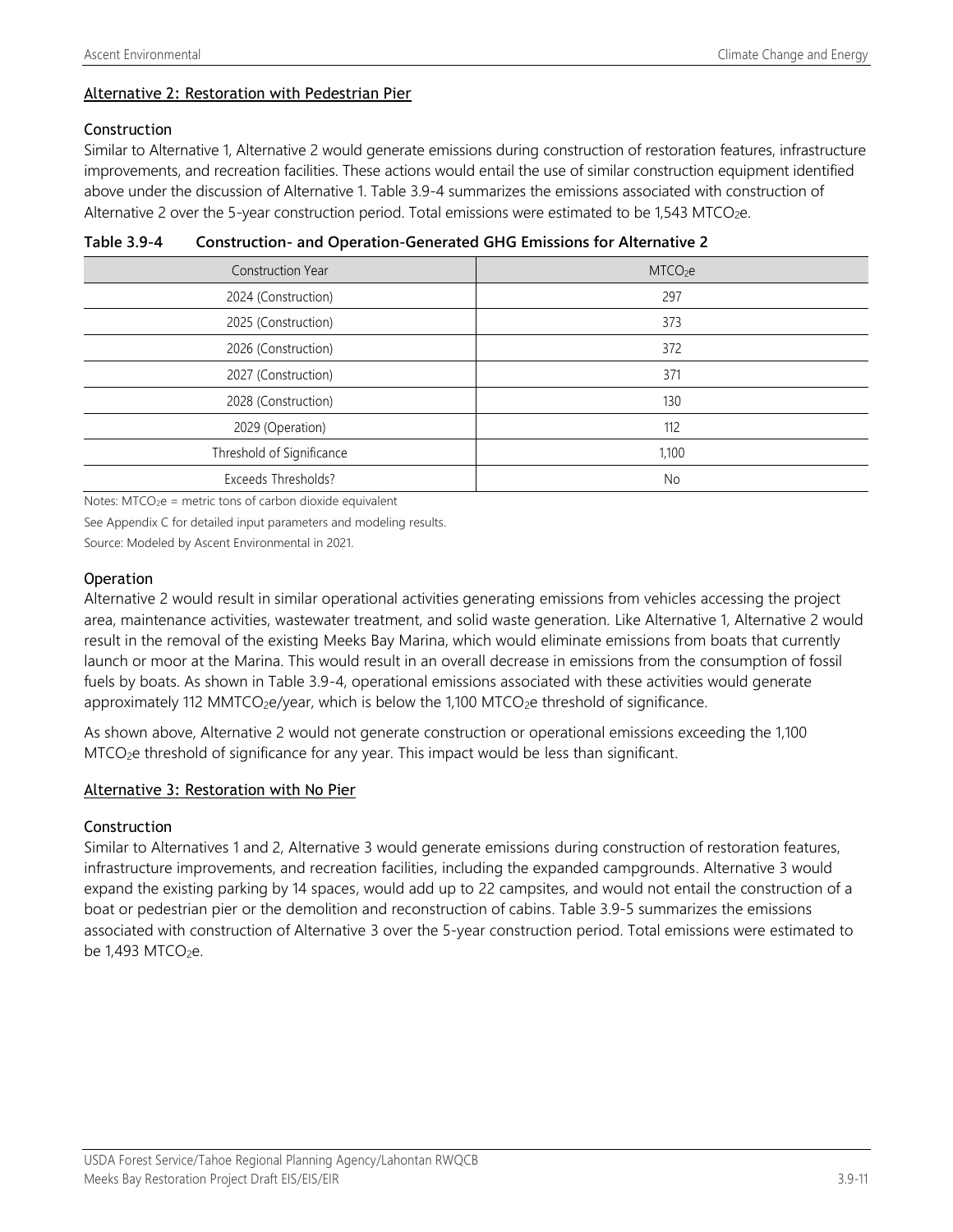### Alternative 2: Restoration with Pedestrian Pier

#### Construction

Similar to Alternative 1, Alternative 2 would generate emissions during construction of restoration features, infrastructure improvements, and recreation facilities. These actions would entail the use of similar construction equipment identified above under the discussion of Alternative 1. Table 3.9-4 summarizes the emissions associated with construction of Alternative 2 over the 5-year construction period. Total emissions were estimated to be 1,543 $MTCO_2e$.

**Table 3.9-4 Construction- and Operation-Generated GHG Emissions for Alternative 2**

| Construction Year | $MTCO_2e$ |
|---|---|
| 2024 (Construction) | 297 |
| 2025 (Construction) | 373 |
| 2026 (Construction) | 372 |
| 2027 (Construction) | 371 |
| 2028 (Construction) | 130 |
| 2029 (Operation) | 112 |
| Threshold of Significance | 1,100 |
| Exceeds Thresholds? | No |

Notes: $MTCO_2e$ = metric tons of carbon dioxide equivalent

See Appendix C for detailed input parameters and modeling results.

Source: Modeled by Ascent Environmental in 2021.

#### Operation

Alternative 2 would result in similar operational activities generating emissions from vehicles accessing the project area, maintenance activities, wastewater treatment, and solid waste generation. Like Alternative 1, Alternative 2 would result in the removal of the existing Meeks Bay Marina, which would eliminate emissions from boats that currently launch or moor at the Marina. This would result in an overall decrease in emissions from the consumption of fossil fuels by boats. As shown in Table 3.9-4, operational emissions associated with these activities would generate approximately 112 $MMTCO_2e$/year, which is below the 1,100 $MTCO_2e$ threshold of significance.

As shown above, Alternative 2 would not generate construction or operational emissions exceeding the 1,100 $MTCO_2e$ threshold of significance for any year. This impact would be less than significant.

### Alternative 3: Restoration with No Pier

#### Construction

Similar to Alternatives 1 and 2, Alternative 3 would generate emissions during construction of restoration features, infrastructure improvements, and recreation facilities, including the expanded campgrounds. Alternative 3 would expand the existing parking by 14 spaces, would add up to 22 campsites, and would not entail the construction of a boat or pedestrian pier or the demolition and reconstruction of cabins. Table 3.9-5 summarizes the emissions associated with construction of Alternative 3 over the 5-year construction period. Total emissions were estimated to be 1,493 $MTCO_2e$.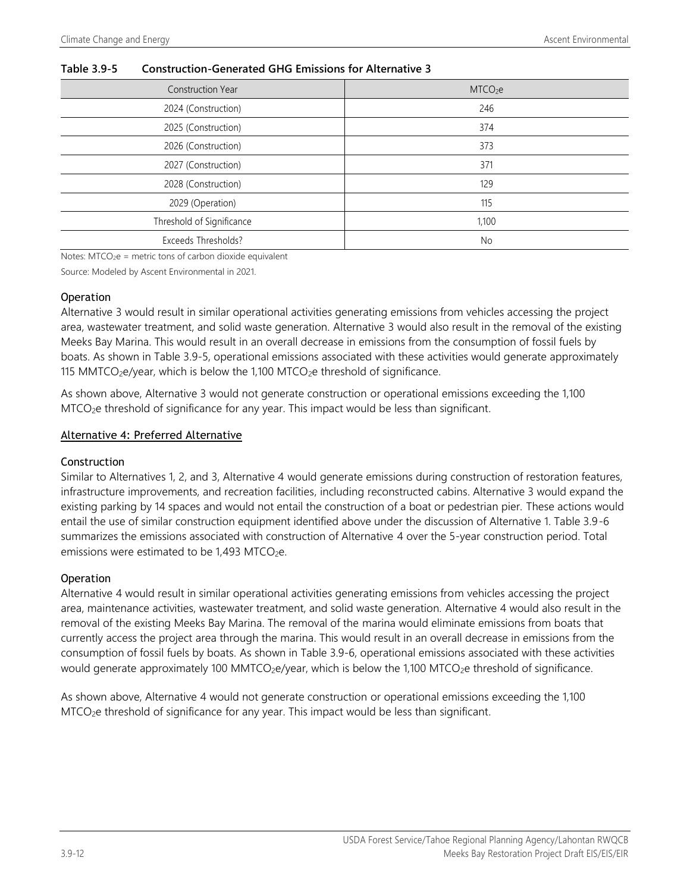**Table 3.9-5 Construction-Generated GHG Emissions for Alternative 3**

| Construction Year | $MTCO_2e$ |
| --- | --- |
| 2024 (Construction) | 246 |
| 2025 (Construction) | 374 |
| 2026 (Construction) | 373 |
| 2027 (Construction) | 371 |
| 2028 (Construction) | 129 |
| 2029 (Operation) | 115 |
| Threshold of Significance | 1,100 |
| Exceeds Thresholds? | No |

Notes: $MTCO_2e$ = metric tons of carbon dioxide equivalent

Source: Modeled by Ascent Environmental in 2021.

### Operation

Alternative 3 would result in similar operational activities generating emissions from vehicles accessing the project area, wastewater treatment, and solid waste generation. Alternative 3 would also result in the removal of the existing Meeks Bay Marina. This would result in an overall decrease in emissions from the consumption of fossil fuels by boats. As shown in Table 3.9-5, operational emissions associated with these activities would generate approximately 115 $MMTCO_2e$/year, which is below the 1,100 $MTCO_2e$ threshold of significance.

As shown above, Alternative 3 would not generate construction or operational emissions exceeding the 1,100 $MTCO_2e$ threshold of significance for any year. This impact would be less than significant.

## Alternative 4: Preferred Alternative

### Construction

Similar to Alternatives 1, 2, and 3, Alternative 4 would generate emissions during construction of restoration features, infrastructure improvements, and recreation facilities, including reconstructed cabins. Alternative 3 would expand the existing parking by 14 spaces and would not entail the construction of a boat or pedestrian pier. These actions would entail the use of similar construction equipment identified above under the discussion of Alternative 1. Table 3.9-6 summarizes the emissions associated with construction of Alternative 4 over the 5-year construction period. Total emissions were estimated to be 1,493 $MTCO_2e$.

### Operation

Alternative 4 would result in similar operational activities generating emissions from vehicles accessing the project area, maintenance activities, wastewater treatment, and solid waste generation. Alternative 4 would also result in the removal of the existing Meeks Bay Marina. The removal of the marina would eliminate emissions from boats that currently access the project area through the marina. This would result in an overall decrease in emissions from the consumption of fossil fuels by boats. As shown in Table 3.9-6, operational emissions associated with these activities would generate approximately 100 $MMTCO_2e$/year, which is below the 1,100 $MTCO_2e$ threshold of significance.

As shown above, Alternative 4 would not generate construction or operational emissions exceeding the 1,100 $MTCO_2e$ threshold of significance for any year. This impact would be less than significant.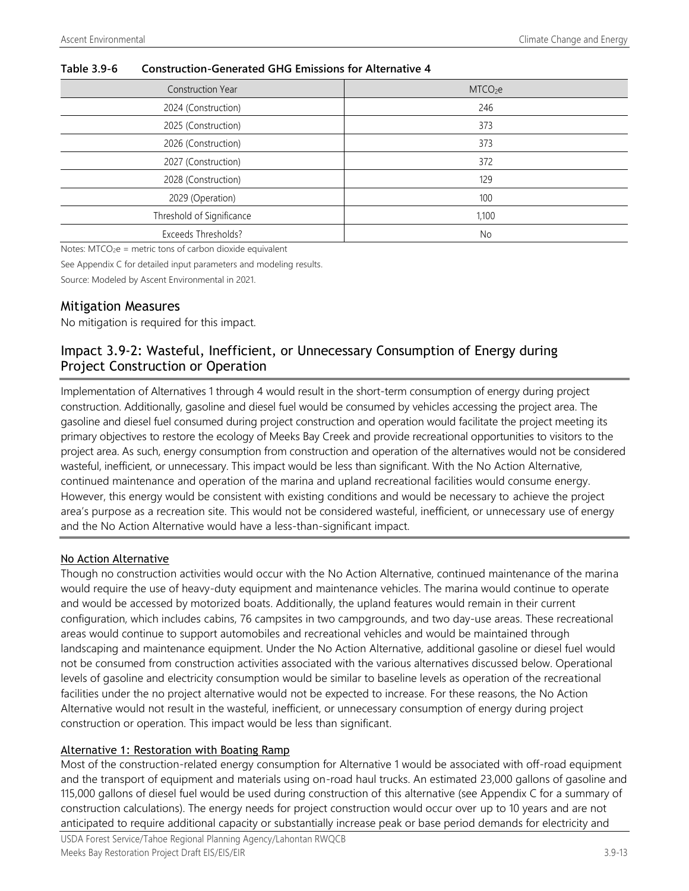**Table 3.9-6 Construction-Generated GHG Emissions for Alternative 4**

| Construction Year | $MTCO_2e$ |
|---|---|
| 2024 (Construction) | 246 |
| 2025 (Construction) | 373 |
| 2026 (Construction) | 373 |
| 2027 (Construction) | 372 |
| 2028 (Construction) | 129 |
| 2029 (Operation) | 100 |
| Threshold of Significance | 1,100 |
| Exceeds Thresholds? | No |

Notes: $MTCO_2e$ = metric tons of carbon dioxide equivalent

See Appendix C for detailed input parameters and modeling results.

Source: Modeled by Ascent Environmental in 2021.

## Mitigation Measures

No mitigation is required for this impact.

## Impact 3.9-2: Wasteful, Inefficient, or Unnecessary Consumption of Energy during Project Construction or Operation

Implementation of Alternatives 1 through 4 would result in the short-term consumption of energy during project construction. Additionally, gasoline and diesel fuel would be consumed by vehicles accessing the project area. The gasoline and diesel fuel consumed during project construction and operation would facilitate the project meeting its primary objectives to restore the ecology of Meeks Bay Creek and provide recreational opportunities to visitors to the project area. As such, energy consumption from construction and operation of the alternatives would not be considered wasteful, inefficient, or unnecessary. This impact would be less than significant. With the No Action Alternative, continued maintenance and operation of the marina and upland recreational facilities would consume energy. However, this energy would be consistent with existing conditions and would be necessary to achieve the project area's purpose as a recreation site. This would not be considered wasteful, inefficient, or unnecessary use of energy and the No Action Alternative would have a less-than-significant impact.

### No Action Alternative

Though no construction activities would occur with the No Action Alternative, continued maintenance of the marina would require the use of heavy-duty equipment and maintenance vehicles. The marina would continue to operate and would be accessed by motorized boats. Additionally, the upland features would remain in their current configuration, which includes cabins, 76 campsites in two campgrounds, and two day-use areas. These recreational areas would continue to support automobiles and recreational vehicles and would be maintained through landscaping and maintenance equipment. Under the No Action Alternative, additional gasoline or diesel fuel would not be consumed from construction activities associated with the various alternatives discussed below. Operational levels of gasoline and electricity consumption would be similar to baseline levels as operation of the recreational facilities under the no project alternative would not be expected to increase. For these reasons, the No Action Alternative would not result in the wasteful, inefficient, or unnecessary consumption of energy during project construction or operation. This impact would be less than significant.

### Alternative 1: Restoration with Boating Ramp

Most of the construction-related energy consumption for Alternative 1 would be associated with off-road equipment and the transport of equipment and materials using on-road haul trucks. An estimated 23,000 gallons of gasoline and 115,000 gallons of diesel fuel would be used during construction of this alternative (see Appendix C for a summary of construction calculations). The energy needs for project construction would occur over up to 10 years and are not anticipated to require additional capacity or substantially increase peak or base period demands for electricity and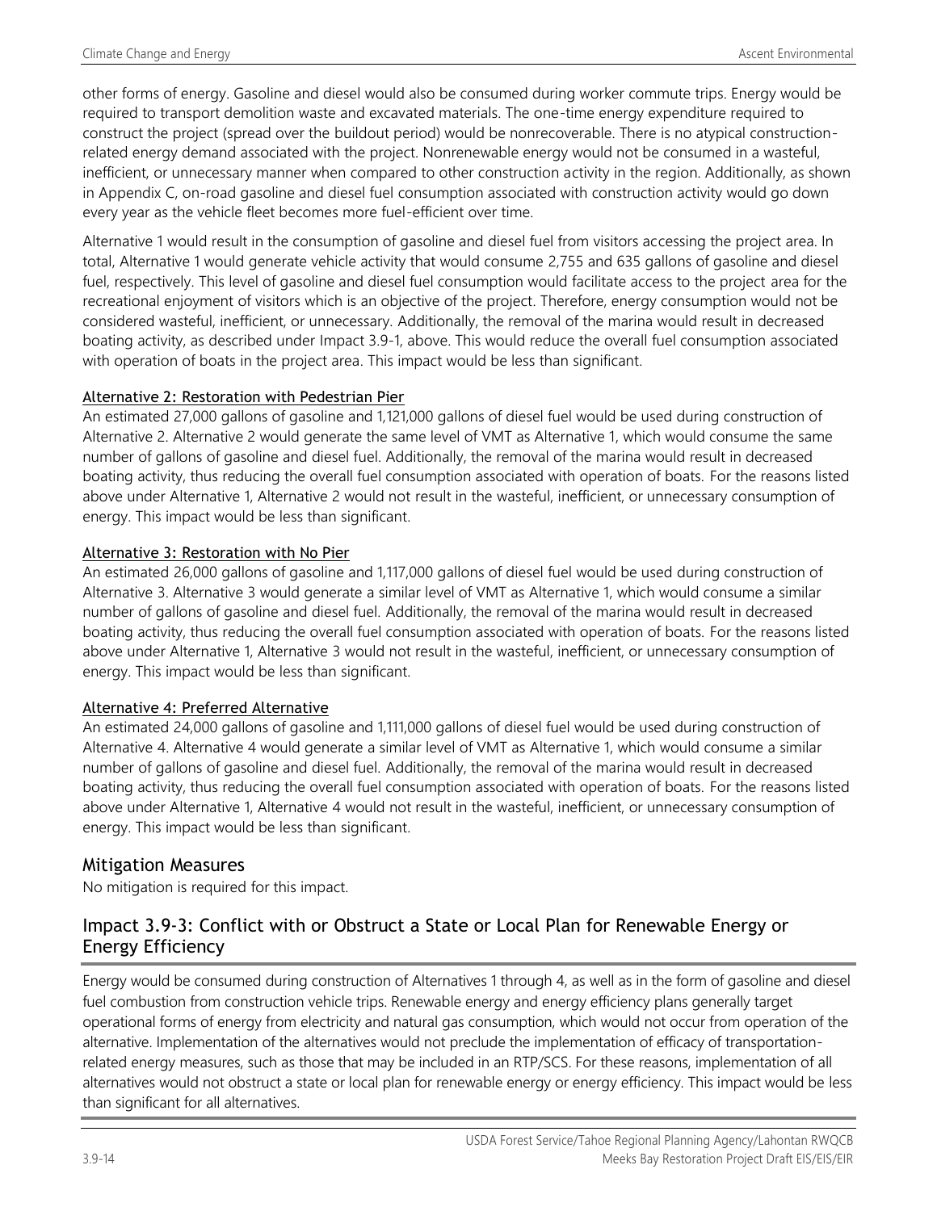other forms of energy. Gasoline and diesel would also be consumed during worker commute trips. Energy would be required to transport demolition waste and excavated materials. The one-time energy expenditure required to construct the project (spread over the buildout period) would be nonrecoverable. There is no atypical construction-related energy demand associated with the project. Nonrenewable energy would not be consumed in a wasteful, inefficient, or unnecessary manner when compared to other construction activity in the region. Additionally, as shown in Appendix C, on-road gasoline and diesel fuel consumption associated with construction activity would go down every year as the vehicle fleet becomes more fuel-efficient over time.

Alternative 1 would result in the consumption of gasoline and diesel fuel from visitors accessing the project area. In total, Alternative 1 would generate vehicle activity that would consume 2,755 and 635 gallons of gasoline and diesel fuel, respectively. This level of gasoline and diesel fuel consumption would facilitate access to the project area for the recreational enjoyment of visitors which is an objective of the project. Therefore, energy consumption would not be considered wasteful, inefficient, or unnecessary. Additionally, the removal of the marina would result in decreased boating activity, as described under Impact 3.9-1, above. This would reduce the overall fuel consumption associated with operation of boats in the project area. This impact would be less than significant.

<u>Alternative 2: Restoration with Pedestrian Pier</u>

An estimated 27,000 gallons of gasoline and 1,121,000 gallons of diesel fuel would be used during construction of Alternative 2. Alternative 2 would generate the same level of VMT as Alternative 1, which would consume the same number of gallons of gasoline and diesel fuel. Additionally, the removal of the marina would result in decreased boating activity, thus reducing the overall fuel consumption associated with operation of boats. For the reasons listed above under Alternative 1, Alternative 2 would not result in the wasteful, inefficient, or unnecessary consumption of energy. This impact would be less than significant.

<u>Alternative 3: Restoration with No Pier</u>

An estimated 26,000 gallons of gasoline and 1,117,000 gallons of diesel fuel would be used during construction of Alternative 3. Alternative 3 would generate a similar level of VMT as Alternative 1, which would consume a similar number of gallons of gasoline and diesel fuel. Additionally, the removal of the marina would result in decreased boating activity, thus reducing the overall fuel consumption associated with operation of boats. For the reasons listed above under Alternative 1, Alternative 3 would not result in the wasteful, inefficient, or unnecessary consumption of energy. This impact would be less than significant.

<u>Alternative 4: Preferred Alternative</u>

An estimated 24,000 gallons of gasoline and 1,111,000 gallons of diesel fuel would be used during construction of Alternative 4. Alternative 4 would generate a similar level of VMT as Alternative 1, which would consume a similar number of gallons of gasoline and diesel fuel. Additionally, the removal of the marina would result in decreased boating activity, thus reducing the overall fuel consumption associated with operation of boats. For the reasons listed above under Alternative 1, Alternative 4 would not result in the wasteful, inefficient, or unnecessary consumption of energy. This impact would be less than significant.

## Mitigation Measures

No mitigation is required for this impact.

## Impact 3.9-3: Conflict with or Obstruct a State or Local Plan for Renewable Energy or Energy Efficiency

Energy would be consumed during construction of Alternatives 1 through 4, as well as in the form of gasoline and diesel fuel combustion from construction vehicle trips. Renewable energy and energy efficiency plans generally target operational forms of energy from electricity and natural gas consumption, which would not occur from operation of the alternative. Implementation of the alternatives would not preclude the implementation of efficacy of transportation-related energy measures, such as those that may be included in an RTP/SCS. For these reasons, implementation of all alternatives would not obstruct a state or local plan for renewable energy or energy efficiency. This impact would be less than significant for all alternatives.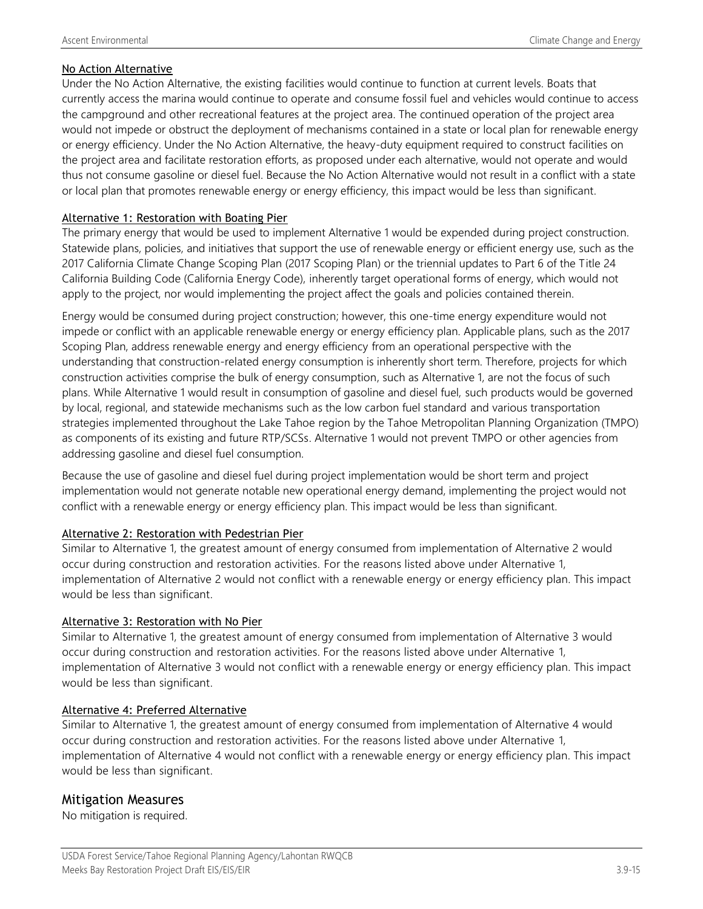<u>No Action Alternative</u>

Under the No Action Alternative, the existing facilities would continue to function at current levels. Boats that currently access the marina would continue to operate and consume fossil fuel and vehicles would continue to access the campground and other recreational features at the project area. The continued operation of the project area would not impede or obstruct the deployment of mechanisms contained in a state or local plan for renewable energy or energy efficiency. Under the No Action Alternative, the heavy-duty equipment required to construct facilities on the project area and facilitate restoration efforts, as proposed under each alternative, would not operate and would thus not consume gasoline or diesel fuel. Because the No Action Alternative would not result in a conflict with a state or local plan that promotes renewable energy or energy efficiency, this impact would be less than significant.

<u>Alternative 1: Restoration with Boating Pier</u>

The primary energy that would be used to implement Alternative 1 would be expended during project construction. Statewide plans, policies, and initiatives that support the use of renewable energy or efficient energy use, such as the 2017 California Climate Change Scoping Plan (2017 Scoping Plan) or the triennial updates to Part 6 of the Title 24 California Building Code (California Energy Code), inherently target operational forms of energy, which would not apply to the project, nor would implementing the project affect the goals and policies contained therein.

Energy would be consumed during project construction; however, this one-time energy expenditure would not impede or conflict with an applicable renewable energy or energy efficiency plan. Applicable plans, such as the 2017 Scoping Plan, address renewable energy and energy efficiency from an operational perspective with the understanding that construction-related energy consumption is inherently short term. Therefore, projects for which construction activities comprise the bulk of energy consumption, such as Alternative 1, are not the focus of such plans. While Alternative 1 would result in consumption of gasoline and diesel fuel, such products would be governed by local, regional, and statewide mechanisms such as the low carbon fuel standard and various transportation strategies implemented throughout the Lake Tahoe region by the Tahoe Metropolitan Planning Organization (TMPO) as components of its existing and future RTP/SCSs. Alternative 1 would not prevent TMPO or other agencies from addressing gasoline and diesel fuel consumption.

Because the use of gasoline and diesel fuel during project implementation would be short term and project implementation would not generate notable new operational energy demand, implementing the project would not conflict with a renewable energy or energy efficiency plan. This impact would be less than significant.

<u>Alternative 2: Restoration with Pedestrian Pier</u>

Similar to Alternative 1, the greatest amount of energy consumed from implementation of Alternative 2 would occur during construction and restoration activities. For the reasons listed above under Alternative 1, implementation of Alternative 2 would not conflict with a renewable energy or energy efficiency plan. This impact would be less than significant.

<u>Alternative 3: Restoration with No Pier</u>

Similar to Alternative 1, the greatest amount of energy consumed from implementation of Alternative 3 would occur during construction and restoration activities. For the reasons listed above under Alternative 1, implementation of Alternative 3 would not conflict with a renewable energy or energy efficiency plan. This impact would be less than significant.

<u>Alternative 4: Preferred Alternative</u>

Similar to Alternative 1, the greatest amount of energy consumed from implementation of Alternative 4 would occur during construction and restoration activities. For the reasons listed above under Alternative 1, implementation of Alternative 4 would not conflict with a renewable energy or energy efficiency plan. This impact would be less than significant.

## Mitigation Measures

No mitigation is required.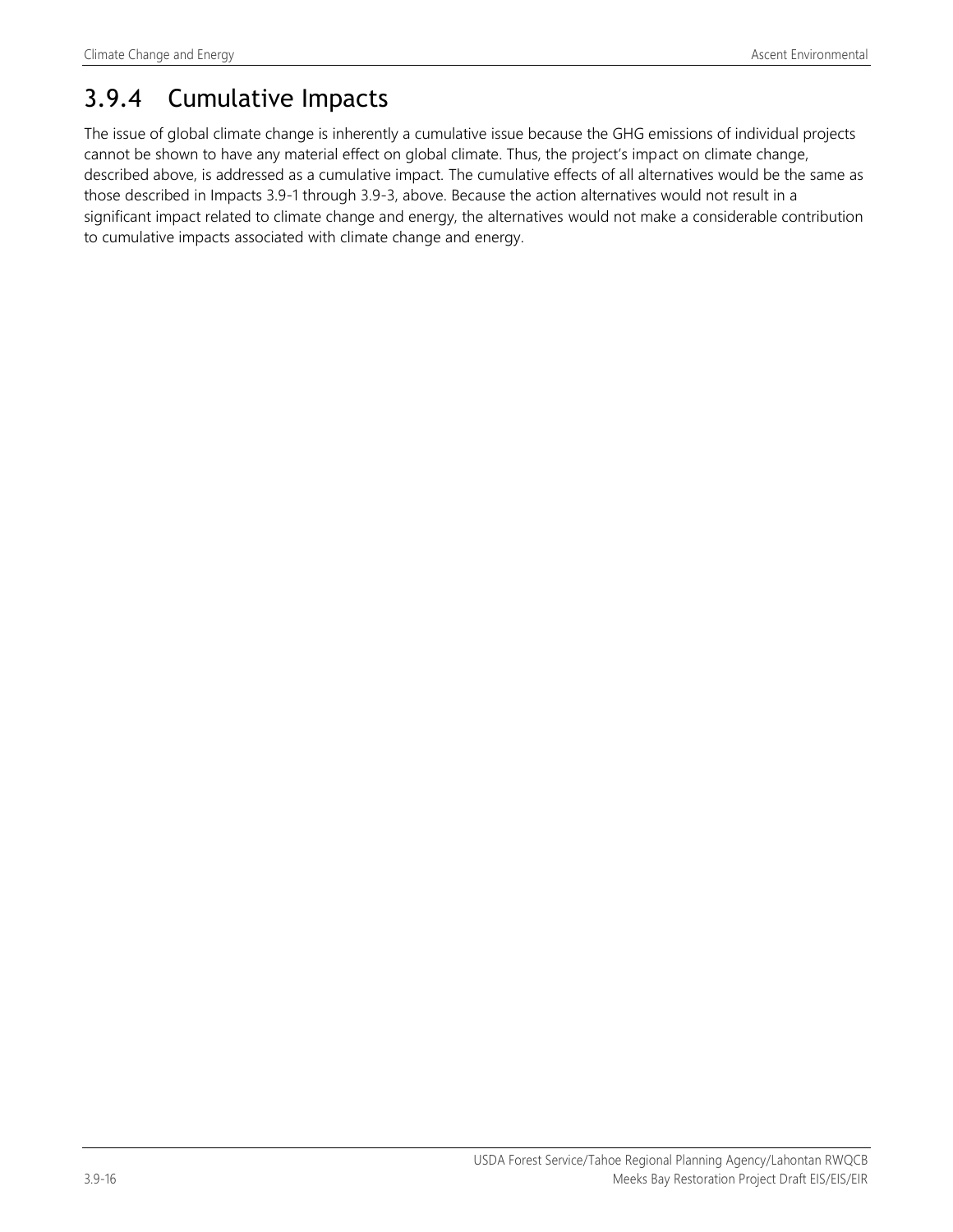## 3.9.4 Cumulative Impacts

The issue of global climate change is inherently a cumulative issue because the GHG emissions of individual projects cannot be shown to have any material effect on global climate. Thus, the project's impact on climate change, described above, is addressed as a cumulative impact. The cumulative effects of all alternatives would be the same as those described in Impacts 3.9-1 through 3.9-3, above. Because the action alternatives would not result in a significant impact related to climate change and energy, the alternatives would not make a considerable contribution to cumulative impacts associated with climate change and energy.